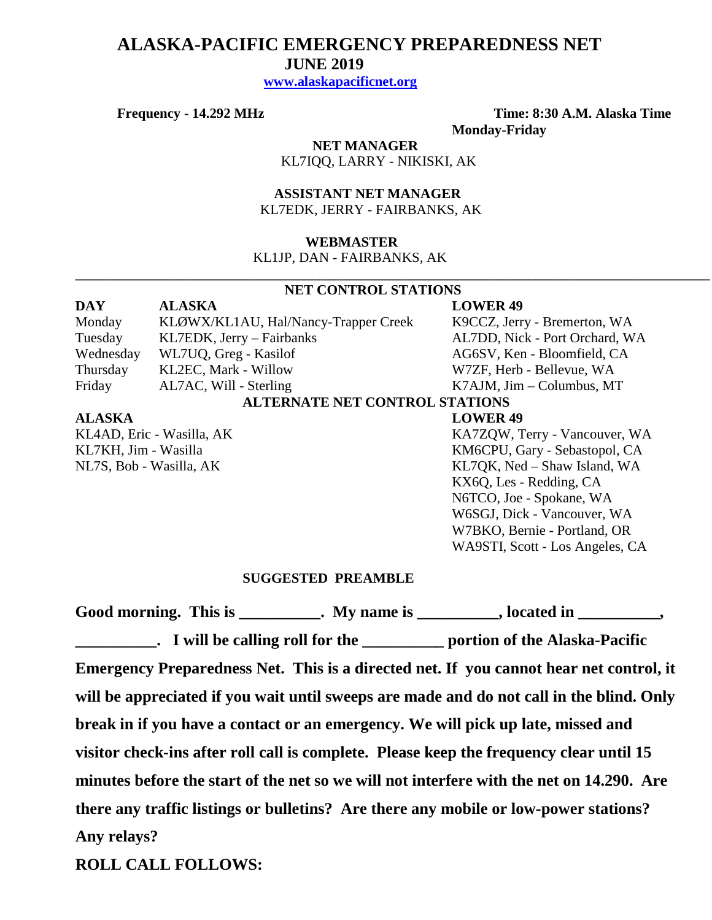# ALASKA-PACIFIC EMERGENCY PREPAREDNESS NET

**JUNE 2019**

**www.alaskapacificnet.org**

**Frequency - 14.292 MHz** **Time: 8:30 A.M. Alaska Time Monday-Friday**

**NET MANAGER**
KL7IQQ, LARRY - NIKISKI, AK

**ASSISTANT NET MANAGER**
KL7EDK, JERRY - FAIRBANKS, AK

**WEBMASTER**
KL1JP, DAN - FAIRBANKS, AK

---

## NET CONTROL STATIONS

| DAY | ALASKA | LOWER 49 |
|---|---|---|
| Monday | KLØWX/KL1AU, Hal/Nancy-Trapper Creek | K9CCZ, Jerry - Bremerton, WA |
| Tuesday | KL7EDK, Jerry – Fairbanks | AL7DD, Nick - Port Orchard, WA |
| Wednesday | WL7UQ, Greg - Kasilof | AG6SV, Ken - Bloomfield, CA |
| Thursday | KL2EC, Mark - Willow | W7ZF, Herb - Bellevue, WA |
| Friday | AL7AC, Will - Sterling | K7AJM, Jim – Columbus, MT |

## ALTERNATE NET CONTROL STATIONS

| ALASKA | LOWER 49 |
|---|---|
| KL4AD, Eric - Wasilla, AK | KA7ZQW, Terry - Vancouver, WA |
| KL7KH, Jim - Wasilla | KM6CPU, Gary - Sebastopol, CA |
| NL7S, Bob - Wasilla, AK | KL7QK, Ned – Shaw Island, WA |
| | KX6Q, Les - Redding, CA |
| | N6TCO, Joe - Spokane, WA |
| | W6SGJ, Dick - Vancouver, WA |
| | W7BKO, Bernie - Portland, OR |
| | WA9STI, Scott - Los Angeles, CA |

## SUGGESTED PREAMBLE

**Good morning. This is __________. My name is __________, located in __________, __________. I will be calling roll for the __________ portion of the Alaska-Pacific Emergency Preparedness Net. This is a directed net. If you cannot hear net control, it will be appreciated if you wait until sweeps are made and do not call in the blind. Only break in if you have a contact or an emergency. We will pick up late, missed and visitor check-ins after roll call is complete. Please keep the frequency clear until 15 minutes before the start of the net so we will not interfere with the net on 14.290. Are there any traffic listings or bulletins? Are there any mobile or low-power stations? Any relays?**

**ROLL CALL FOLLOWS:**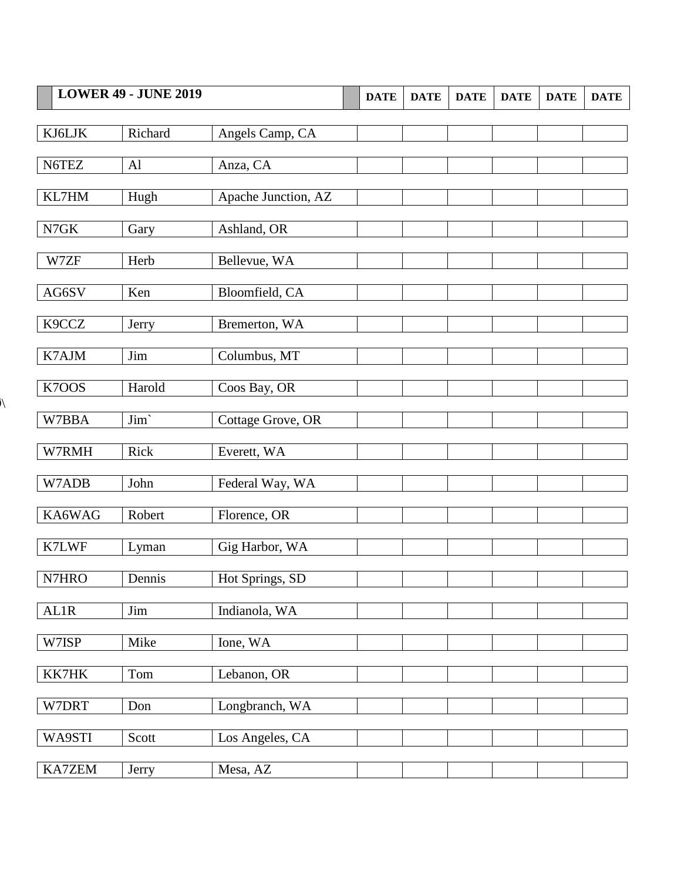| LOWER 49 - JUNE 2019 | | | DATE | DATE | DATE | DATE | DATE | DATE |
|---|---|---|---|---|---|---|---|---|
| KJ6LJK | Richard | Angels Camp, CA | | | | | | |
| N6TEZ | Al | Anza, CA | | | | | | |
| KL7HM | Hugh | Apache Junction, AZ | | | | | | |
| N7GK | Gary | Ashland, OR | | | | | | |
| W7ZF | Herb | Bellevue, WA | | | | | | |
| AG6SV | Ken | Bloomfield, CA | | | | | | |
| K9CCZ | Jerry | Bremerton, WA | | | | | | |
| K7AJM | Jim | Columbus, MT | | | | | | |
| K7OOS | Harold | Coos Bay, OR | | | | | | |
| W7BBA | Jim` | Cottage Grove, OR | | | | | | |
| W7RMH | Rick | Everett, WA | | | | | | |
| W7ADB | John | Federal Way, WA | | | | | | |
| KA6WAG | Robert | Florence, OR | | | | | | |
| K7LWF | Lyman | Gig Harbor, WA | | | | | | |
| N7HRO | Dennis | Hot Springs, SD | | | | | | |
| AL1R | Jim | Indianola, WA | | | | | | |
| W7ISP | Mike | Ione, WA | | | | | | |
| KK7HK | Tom | Lebanon, OR | | | | | | |
| W7DRT | Don | Longbranch, WA | | | | | | |
| WA9STI | Scott | Los Angeles, CA | | | | | | |
| KA7ZEM | Jerry | Mesa, AZ | | | | | | |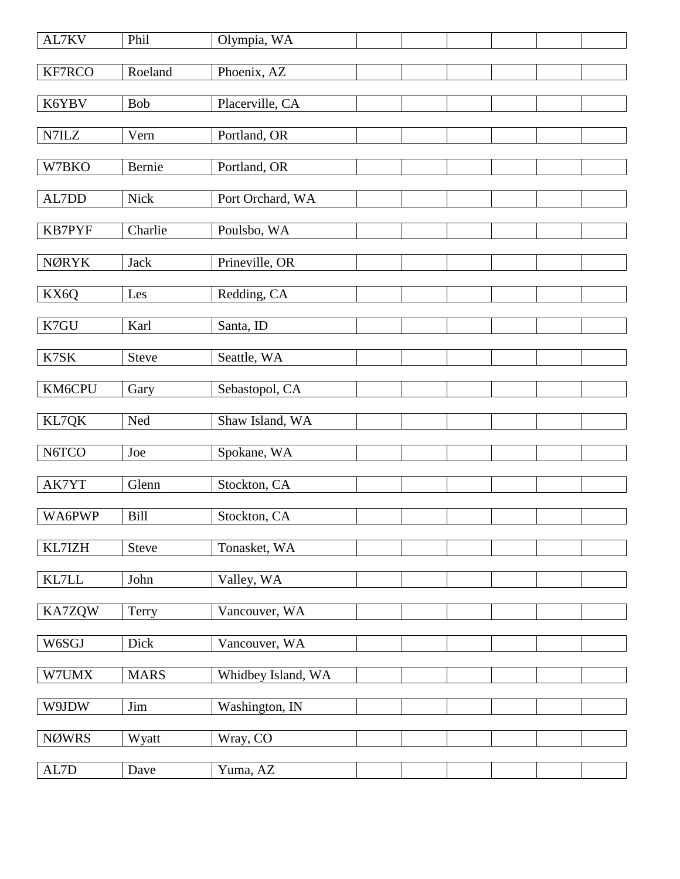| | | | | | | | | |
|---|---|---|---|---|---|---|---|---|
| AL7KV | Phil | Olympia, WA | | | | | | |
| KF7RCO | Roeland | Phoenix, AZ | | | | | | |
| K6YBV | Bob | Placerville, CA | | | | | | |
| N7ILZ | Vern | Portland, OR | | | | | | |
| W7BKO | Bernie | Portland, OR | | | | | | |
| AL7DD | Nick | Port Orchard, WA | | | | | | |
| KB7PYF | Charlie | Poulsbo, WA | | | | | | |
| NØRYK | Jack | Prineville, OR | | | | | | |
| KX6Q | Les | Redding, CA | | | | | | |
| K7GU | Karl | Santa, ID | | | | | | |
| K7SK | Steve | Seattle, WA | | | | | | |
| KM6CPU | Gary | Sebastopol, CA | | | | | | |
| KL7QK | Ned | Shaw Island, WA | | | | | | |
| N6TCO | Joe | Spokane, WA | | | | | | |
| AK7YT | Glenn | Stockton, CA | | | | | | |
| WA6PWP | Bill | Stockton, CA | | | | | | |
| KL7IZH | Steve | Tonasket, WA | | | | | | |
| KL7LL | John | Valley, WA | | | | | | |
| KA7ZQW | Terry | Vancouver, WA | | | | | | |
| W6SGJ | Dick | Vancouver, WA | | | | | | |
| W7UMX | MARS | Whidbey Island, WA | | | | | | |
| W9JDW | Jim | Washington, IN | | | | | | |
| NØWRS | Wyatt | Wray, CO | | | | | | |
| AL7D | Dave | Yuma, AZ | | | | | | |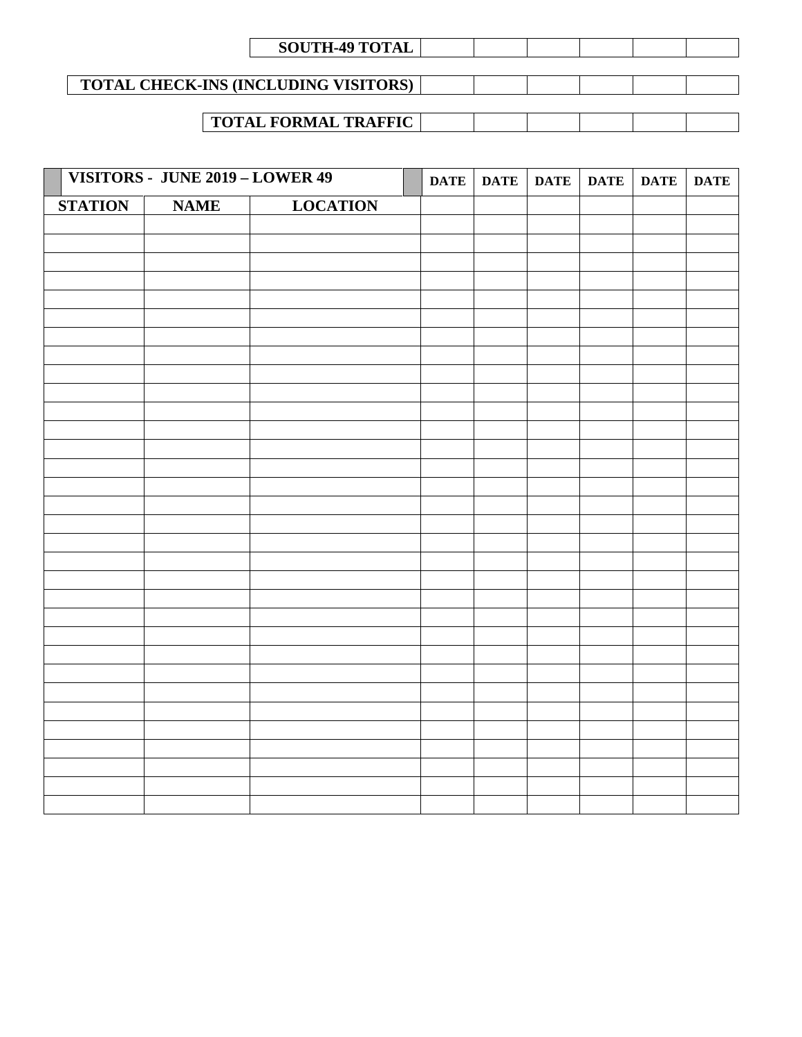| SOUTH-49 TOTAL | | | | | | |
|---|---|---|---|---|---|---|

| TOTAL CHECK-INS (INCLUDING VISITORS) | | | | | | |
|---|---|---|---|---|---|---|

| TOTAL FORMAL TRAFFIC | | | | | | |
|---|---|---|---|---|---|---|

| VISITORS - JUNE 2019 – LOWER 49 | | | DATE | DATE | DATE | DATE | DATE | DATE |
|---|---|---|---|---|---|---|---|---|
| STATION | NAME | LOCATION | | | | | | |
| | | | | | | | | |
| | | | | | | | | |
| | | | | | | | | |
| | | | | | | | | |
| | | | | | | | | |
| | | | | | | | | |
| | | | | | | | | |
| | | | | | | | | |
| | | | | | | | | |
| | | | | | | | | |
| | | | | | | | | |
| | | | | | | | | |
| | | | | | | | | |
| | | | | | | | | |
| | | | | | | | | |
| | | | | | | | | |
| | | | | | | | | |
| | | | | | | | | |
| | | | | | | | | |
| | | | | | | | | |
| | | | | | | | | |
| | | | | | | | | |
| | | | | | | | | |
| | | | | | | | | |
| | | | | | | | | |
| | | | | | | | | |
| | | | | | | | | |
| | | | | | | | | |
| | | | | | | | | |
| | | | | | | | | |
| | | | | | | | | |
| | | | | | | | | |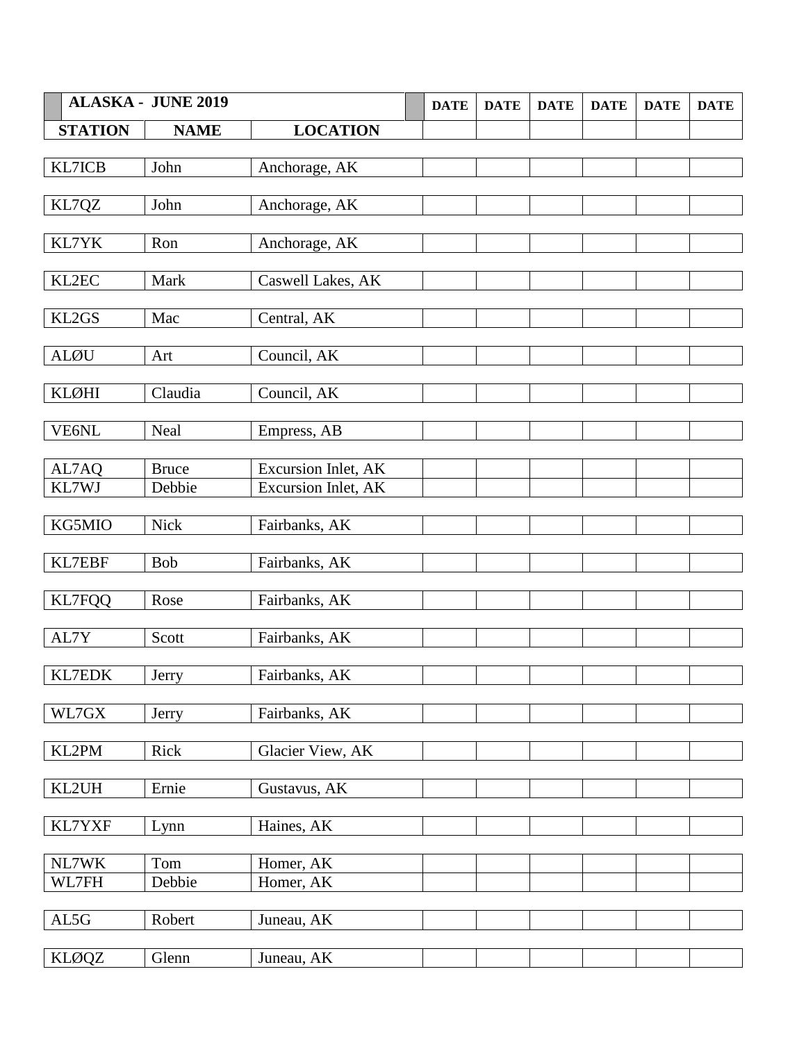| ALASKA - JUNE 2019 | | | DATE | DATE | DATE | DATE | DATE | DATE |
|---|---|---|---|---|---|---|---|---|
| **STATION** | **NAME** | **LOCATION** | | | | | | |
| KL7ICB | John | Anchorage, AK | | | | | | |
| KL7QZ | John | Anchorage, AK | | | | | | |
| KL7YK | Ron | Anchorage, AK | | | | | | |
| KL2EC | Mark | Caswell Lakes, AK | | | | | | |
| KL2GS | Mac | Central, AK | | | | | | |
| ALØU | Art | Council, AK | | | | | | |
| KLØHI | Claudia | Council, AK | | | | | | |
| VE6NL | Neal | Empress, AB | | | | | | |
| AL7AQ | Bruce | Excursion Inlet, AK | | | | | | |
| KL7WJ | Debbie | Excursion Inlet, AK | | | | | | |
| KG5MIO | Nick | Fairbanks, AK | | | | | | |
| KL7EBF | Bob | Fairbanks, AK | | | | | | |
| KL7FQQ | Rose | Fairbanks, AK | | | | | | |
| AL7Y | Scott | Fairbanks, AK | | | | | | |
| KL7EDK | Jerry | Fairbanks, AK | | | | | | |
| WL7GX | Jerry | Fairbanks, AK | | | | | | |
| KL2PM | Rick | Glacier View, AK | | | | | | |
| KL2UH | Ernie | Gustavus, AK | | | | | | |
| KL7YXF | Lynn | Haines, AK | | | | | | |
| NL7WK | Tom | Homer, AK | | | | | | |
| WL7FH | Debbie | Homer, AK | | | | | | |
| AL5G | Robert | Juneau, AK | | | | | | |
| KLØQZ | Glenn | Juneau, AK | | | | | | |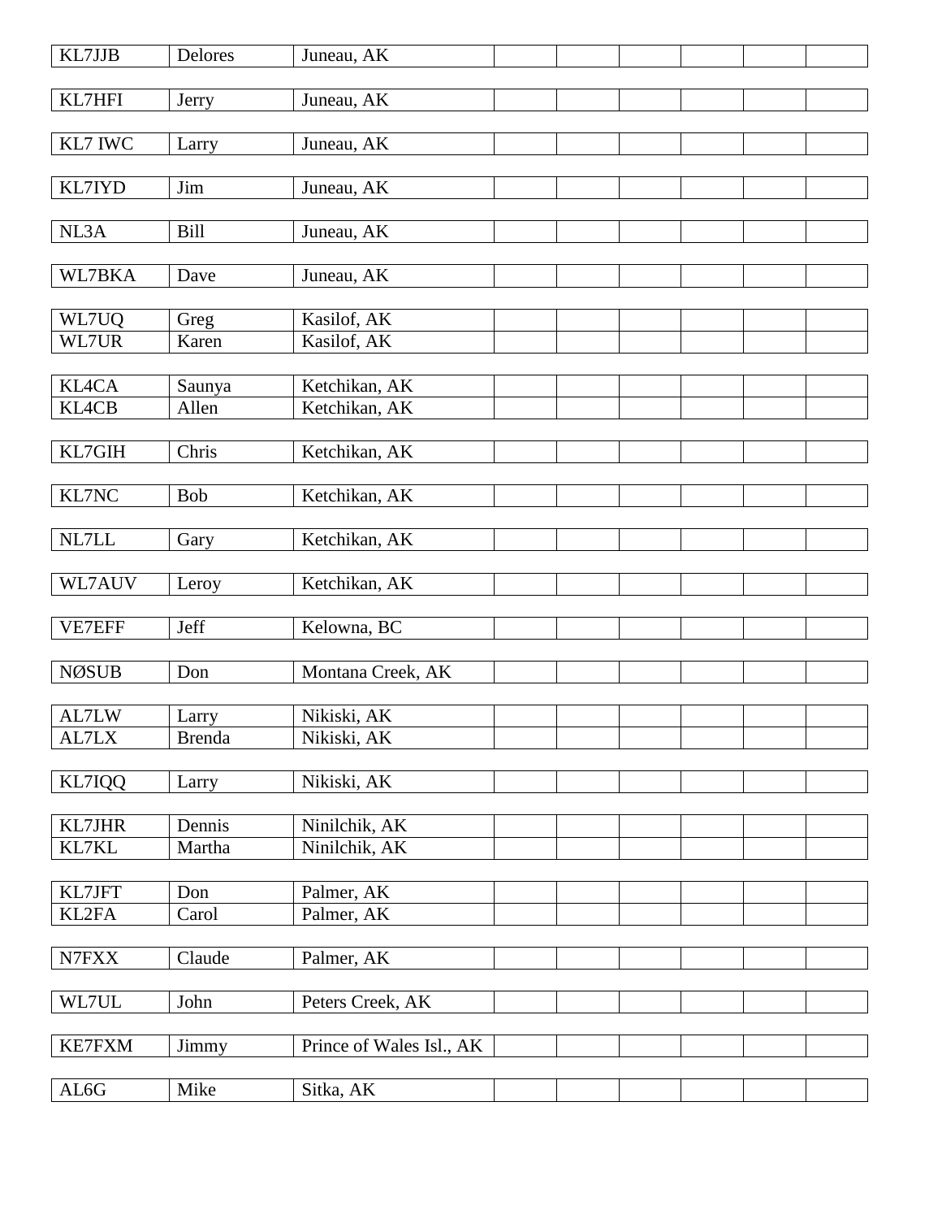| | | | | | | | | |
|---|---|---|---|---|---|---|---|---|
| KL7JJB | Delores | Juneau, AK | | | | | | |
| KL7HFI | Jerry | Juneau, AK | | | | | | |
| KL7 IWC | Larry | Juneau, AK | | | | | | |
| KL7IYD | Jim | Juneau, AK | | | | | | |
| NL3A | Bill | Juneau, AK | | | | | | |
| WL7BKA | Dave | Juneau, AK | | | | | | |
| WL7UQ | Greg | Kasilof, AK | | | | | | |
| WL7UR | Karen | Kasilof, AK | | | | | | |
| KL4CA | Saunya | Ketchikan, AK | | | | | | |
| KL4CB | Allen | Ketchikan, AK | | | | | | |
| KL7GIH | Chris | Ketchikan, AK | | | | | | |
| KL7NC | Bob | Ketchikan, AK | | | | | | |
| NL7LL | Gary | Ketchikan, AK | | | | | | |
| WL7AUV | Leroy | Ketchikan, AK | | | | | | |
| VE7EFF | Jeff | Kelowna, BC | | | | | | |
| NØSUB | Don | Montana Creek, AK | | | | | | |
| AL7LW | Larry | Nikiski, AK | | | | | | |
| AL7LX | Brenda | Nikiski, AK | | | | | | |
| KL7IQQ | Larry | Nikiski, AK | | | | | | |
| KL7JHR | Dennis | Ninilchik, AK | | | | | | |
| KL7KL | Martha | Ninilchik, AK | | | | | | |
| KL7JFT | Don | Palmer, AK | | | | | | |
| KL2FA | Carol | Palmer, AK | | | | | | |
| N7FXX | Claude | Palmer, AK | | | | | | |
| WL7UL | John | Peters Creek, AK | | | | | | |
| KE7FXM | Jimmy | Prince of Wales Isl., AK | | | | | | |
| AL6G | Mike | Sitka, AK | | | | | | |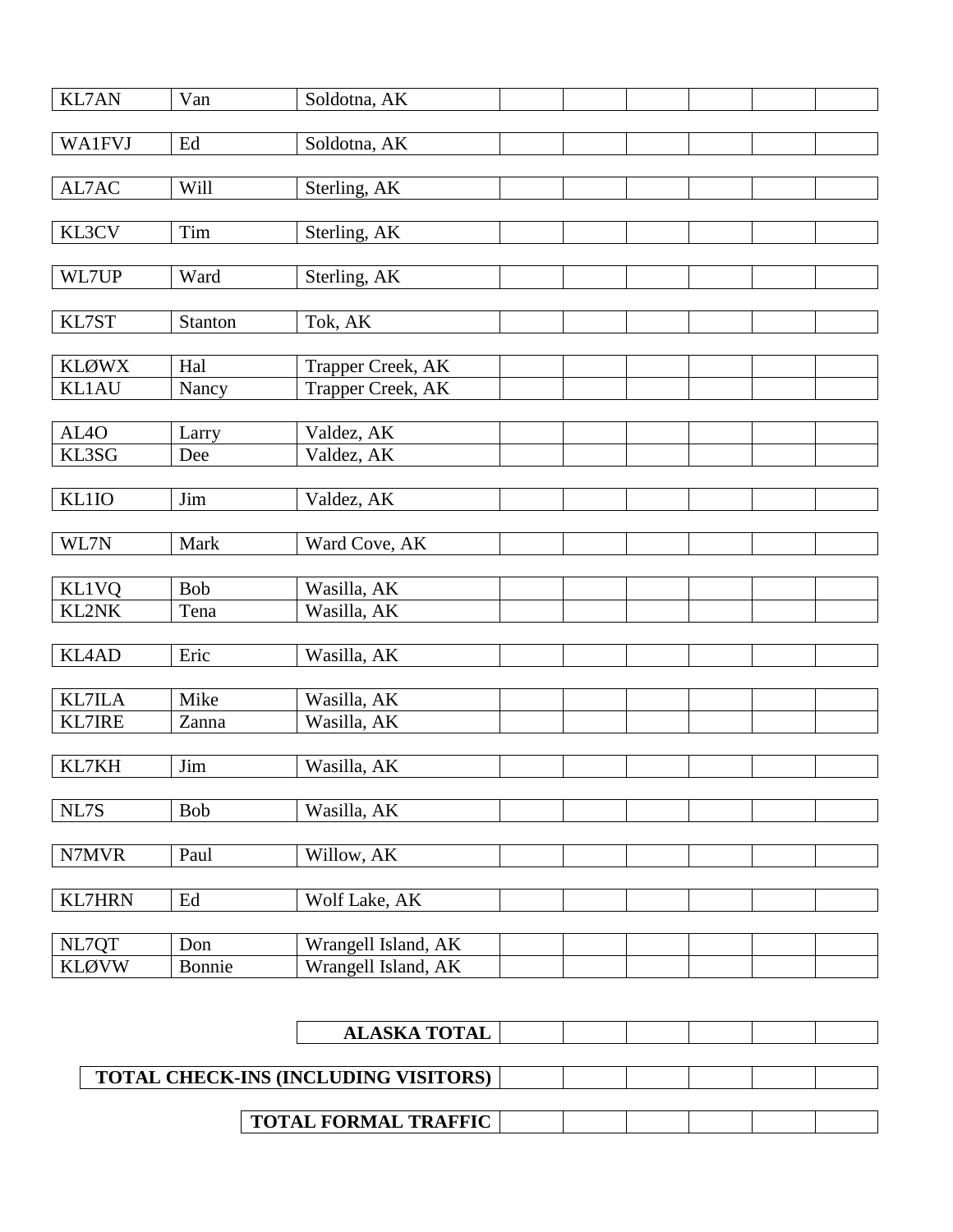| | | | | | | | |
|---|---|---|---|---|---|---|---|
| KL7AN | Van | Soldotna, AK | | | | | |
| WA1FVJ | Ed | Soldotna, AK | | | | | |
| AL7AC | Will | Sterling, AK | | | | | |
| KL3CV | Tim | Sterling, AK | | | | | |
| WL7UP | Ward | Sterling, AK | | | | | |
| KL7ST | Stanton | Tok, AK | | | | | |
| KLØWX | Hal | Trapper Creek, AK | | | | | |
| KL1AU | Nancy | Trapper Creek, AK | | | | | |
| AL4O | Larry | Valdez, AK | | | | | |
| KL3SG | Dee | Valdez, AK | | | | | |
| KL1IO | Jim | Valdez, AK | | | | | |
| WL7N | Mark | Ward Cove, AK | | | | | |
| KL1VQ | Bob | Wasilla, AK | | | | | |
| KL2NK | Tena | Wasilla, AK | | | | | |
| KL4AD | Eric | Wasilla, AK | | | | | |
| KL7ILA | Mike | Wasilla, AK | | | | | |
| KL7IRE | Zanna | Wasilla, AK | | | | | |
| KL7KH | Jim | Wasilla, AK | | | | | |
| NL7S | Bob | Wasilla, AK | | | | | |
| N7MVR | Paul | Willow, AK | | | | | |
| KL7HRN | Ed | Wolf Lake, AK | | | | | |
| NL7QT | Don | Wrangell Island, AK | | | | | |
| KLØVW | Bonnie | Wrangell Island, AK | | | | | |

| | | | | | |
|---|---|---|---|---|---|
| **ALASKA TOTAL** | | | | | |
| **TOTAL CHECK-INS (INCLUDING VISITORS)** | | | | | |
| **TOTAL FORMAL TRAFFIC** | | | | | |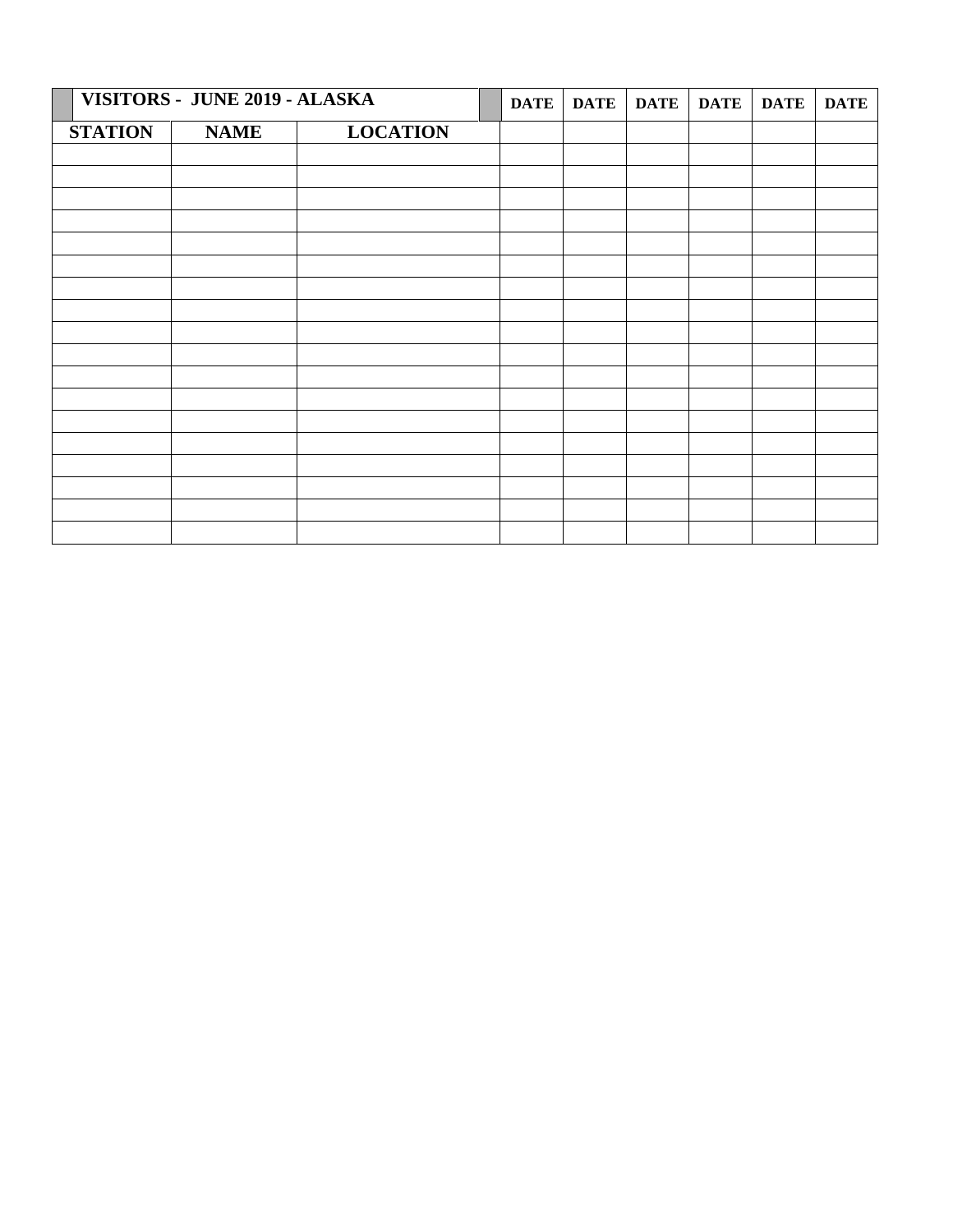| VISITORS - JUNE 2019 - ALASKA | | | DATE | DATE | DATE | DATE | DATE | DATE |
|---|---|---|---|---|---|---|---|---|
| STATION | NAME | LOCATION | | | | | | |
| | | | | | | | | |
| | | | | | | | | |
| | | | | | | | | |
| | | | | | | | | |
| | | | | | | | | |
| | | | | | | | | |
| | | | | | | | | |
| | | | | | | | | |
| | | | | | | | | |
| | | | | | | | | |
| | | | | | | | | |
| | | | | | | | | |
| | | | | | | | | |
| | | | | | | | | |
| | | | | | | | | |
| | | | | | | | | |
| | | | | | | | | |
| | | | | | | | | |